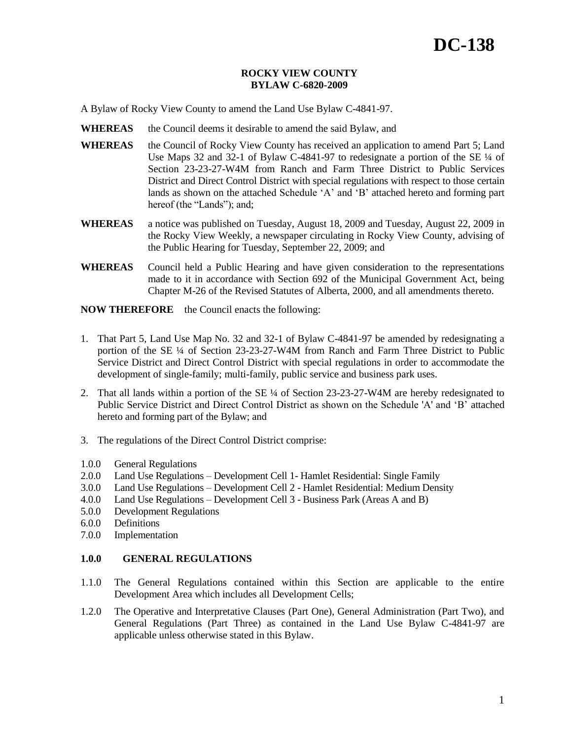# DC-138

**ROCKY VIEW COUNTY**
**BYLAW C-6820-2009**

A Bylaw of Rocky View County to amend the Land Use Bylaw C-4841-97.

**WHEREAS** the Council deems it desirable to amend the said Bylaw, and

**WHEREAS** the Council of Rocky View County has received an application to amend Part 5; Land Use Maps 32 and 32-1 of Bylaw C-4841-97 to redesignate a portion of the SE ¼ of Section 23-23-27-W4M from Ranch and Farm Three District to Public Services District and Direct Control District with special regulations with respect to those certain lands as shown on the attached Schedule 'A' and 'B' attached hereto and forming part hereof (the "Lands"); and;

**WHEREAS** a notice was published on Tuesday, August 18, 2009 and Tuesday, August 22, 2009 in the Rocky View Weekly, a newspaper circulating in Rocky View County, advising of the Public Hearing for Tuesday, September 22, 2009; and

**WHEREAS** Council held a Public Hearing and have given consideration to the representations made to it in accordance with Section 692 of the Municipal Government Act, being Chapter M-26 of the Revised Statutes of Alberta, 2000, and all amendments thereto.

**NOW THEREFORE** the Council enacts the following:

1. That Part 5, Land Use Map No. 32 and 32-1 of Bylaw C-4841-97 be amended by redesignating a portion of the SE ¼ of Section 23-23-27-W4M from Ranch and Farm Three District to Public Service District and Direct Control District with special regulations in order to accommodate the development of single-family; multi-family, public service and business park uses.
2. That all lands within a portion of the SE ¼ of Section 23-23-27-W4M are hereby redesignated to Public Service District and Direct Control District as shown on the Schedule 'A' and 'B' attached hereto and forming part of the Bylaw; and
3. The regulations of the Direct Control District comprise:

1.0.0 General Regulations
2.0.0 Land Use Regulations – Development Cell 1- Hamlet Residential: Single Family
3.0.0 Land Use Regulations – Development Cell 2 - Hamlet Residential: Medium Density
4.0.0 Land Use Regulations – Development Cell 3 - Business Park (Areas A and B)
5.0.0 Development Regulations
6.0.0 Definitions
7.0.0 Implementation

## 1.0.0 GENERAL REGULATIONS

1.1.0 The General Regulations contained within this Section are applicable to the entire Development Area which includes all Development Cells;

1.2.0 The Operative and Interpretative Clauses (Part One), General Administration (Part Two), and General Regulations (Part Three) as contained in the Land Use Bylaw C-4841-97 are applicable unless otherwise stated in this Bylaw.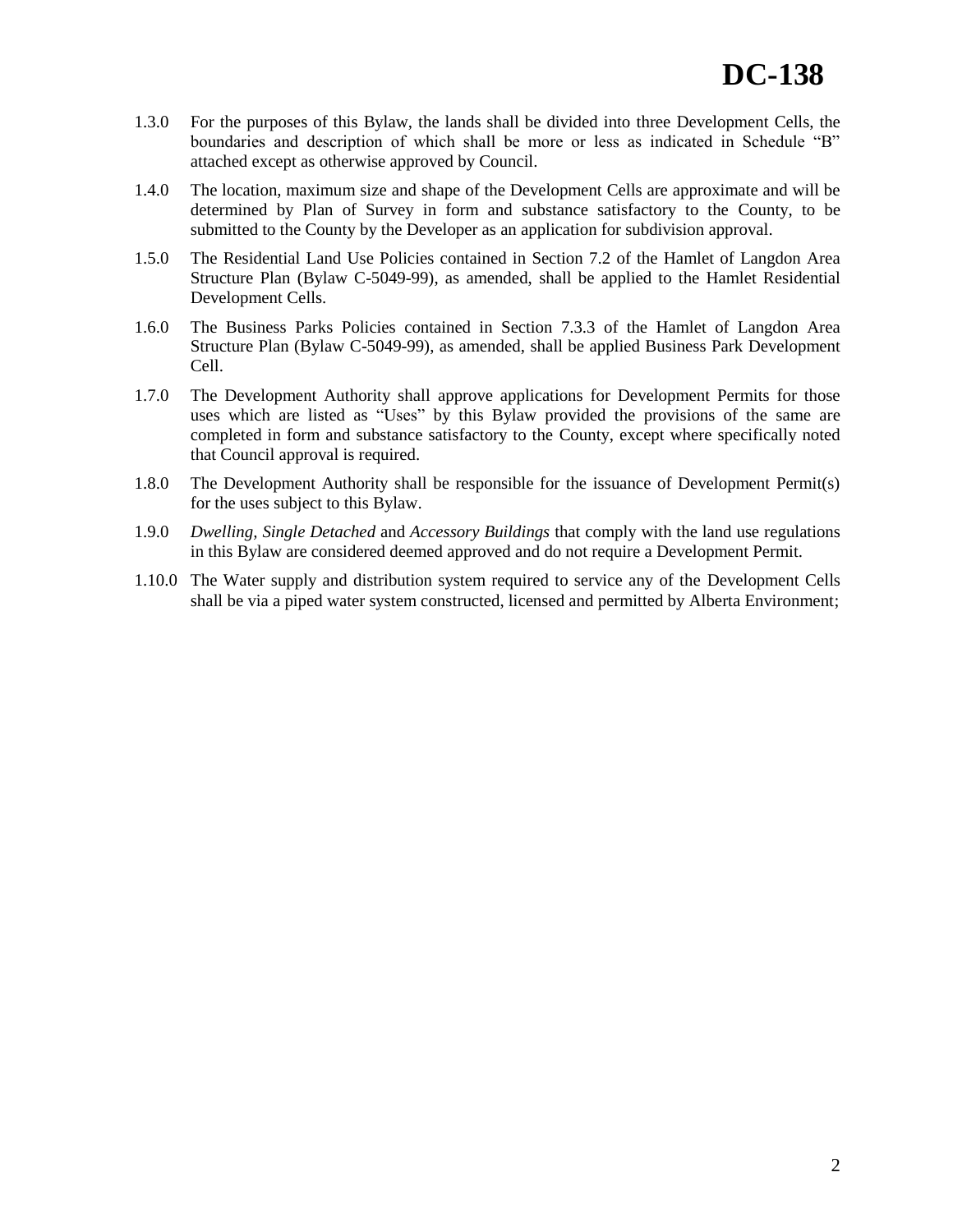1.3.0 For the purposes of this Bylaw, the lands shall be divided into three Development Cells, the boundaries and description of which shall be more or less as indicated in Schedule "B" attached except as otherwise approved by Council.

1.4.0 The location, maximum size and shape of the Development Cells are approximate and will be determined by Plan of Survey in form and substance satisfactory to the County, to be submitted to the County by the Developer as an application for subdivision approval.

1.5.0 The Residential Land Use Policies contained in Section 7.2 of the Hamlet of Langdon Area Structure Plan (Bylaw C-5049-99), as amended, shall be applied to the Hamlet Residential Development Cells.

1.6.0 The Business Parks Policies contained in Section 7.3.3 of the Hamlet of Langdon Area Structure Plan (Bylaw C-5049-99), as amended, shall be applied Business Park Development Cell.

1.7.0 The Development Authority shall approve applications for Development Permits for those uses which are listed as "Uses" by this Bylaw provided the provisions of the same are completed in form and substance satisfactory to the County, except where specifically noted that Council approval is required.

1.8.0 The Development Authority shall be responsible for the issuance of Development Permit(s) for the uses subject to this Bylaw.

1.9.0 *Dwelling, Single Detached* and *Accessory Buildings* that comply with the land use regulations in this Bylaw are considered deemed approved and do not require a Development Permit.

1.10.0 The Water supply and distribution system required to service any of the Development Cells shall be via a piped water system constructed, licensed and permitted by Alberta Environment;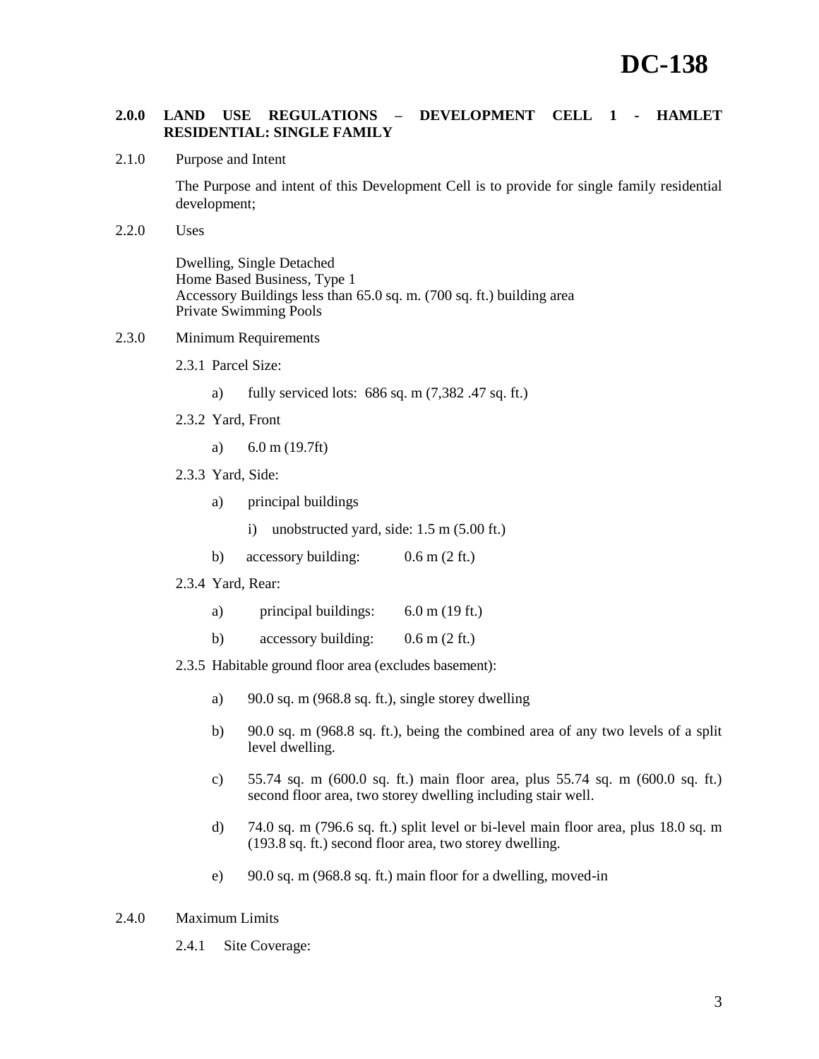# DC-138

## 2.0.0 LAND USE REGULATIONS – DEVELOPMENT CELL 1 - HAMLET RESIDENTIAL: SINGLE FAMILY

2.1.0 Purpose and Intent

The Purpose and intent of this Development Cell is to provide for single family residential development;

2.2.0 Uses

Dwelling, Single Detached
Home Based Business, Type 1
Accessory Buildings less than 65.0 sq. m. (700 sq. ft.) building area
Private Swimming Pools

2.3.0 Minimum Requirements

2.3.1 Parcel Size:

a) fully serviced lots: 686 sq. m (7,382 .47 sq. ft.)

2.3.2 Yard, Front

a) 6.0 m (19.7ft)

2.3.3 Yard, Side:

a) principal buildings

i) unobstructed yard, side: 1.5 m (5.00 ft.)

b) accessory building: 0.6 m (2 ft.)

2.3.4 Yard, Rear:

a) principal buildings: 6.0 m (19 ft.)

b) accessory building: 0.6 m (2 ft.)

2.3.5 Habitable ground floor area (excludes basement):

a) 90.0 sq. m (968.8 sq. ft.), single storey dwelling

b) 90.0 sq. m (968.8 sq. ft.), being the combined area of any two levels of a split level dwelling.

c) 55.74 sq. m (600.0 sq. ft.) main floor area, plus 55.74 sq. m (600.0 sq. ft.) second floor area, two storey dwelling including stair well.

d) 74.0 sq. m (796.6 sq. ft.) split level or bi-level main floor area, plus 18.0 sq. m (193.8 sq. ft.) second floor area, two storey dwelling.

e) 90.0 sq. m (968.8 sq. ft.) main floor for a dwelling, moved-in

2.4.0 Maximum Limits

2.4.1 Site Coverage: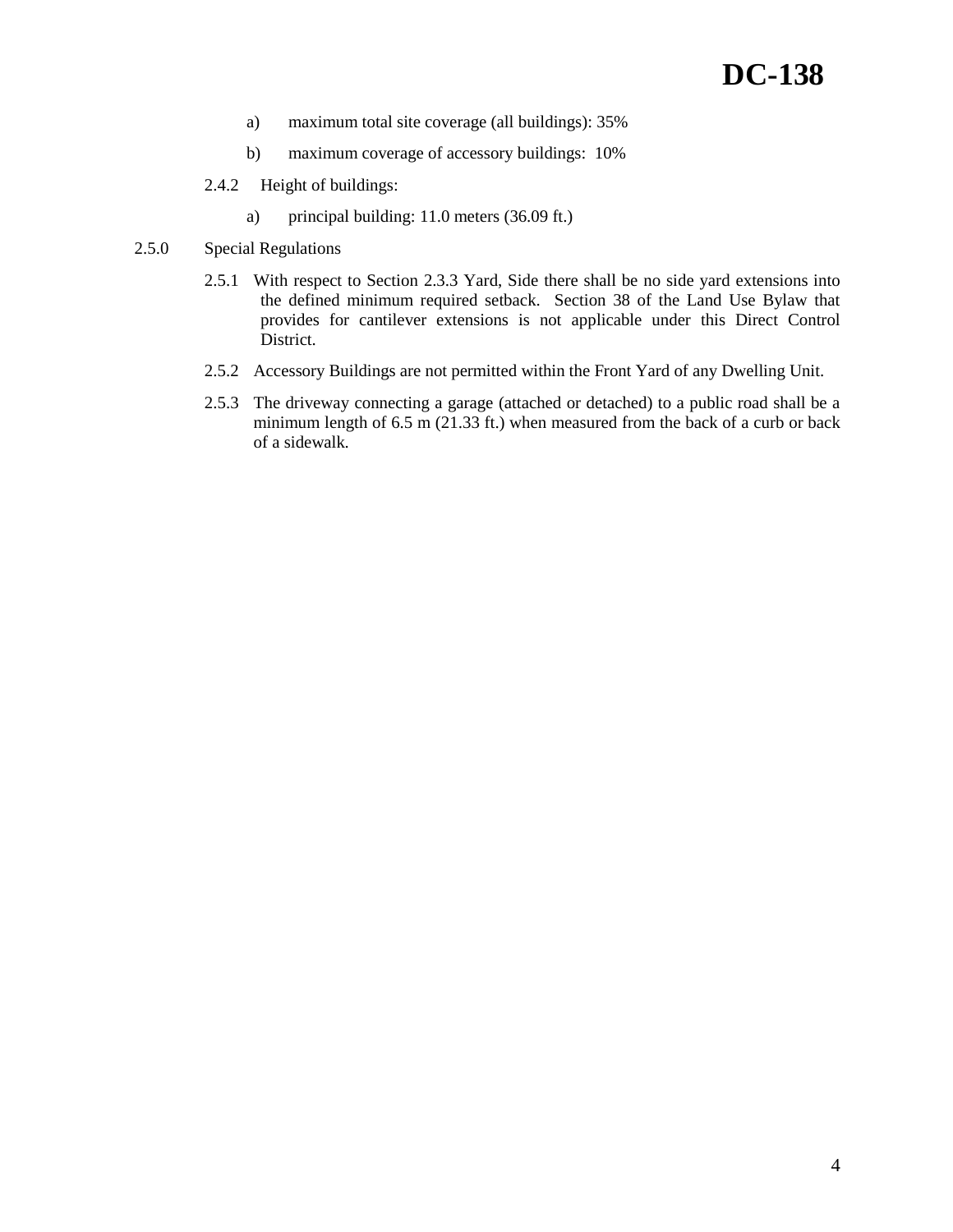a) maximum total site coverage (all buildings): 35%

b) maximum coverage of accessory buildings: 10%

2.4.2 Height of buildings:

a) principal building: 11.0 meters (36.09 ft.)

2.5.0 Special Regulations

2.5.1 With respect to Section 2.3.3 Yard, Side there shall be no side yard extensions into the defined minimum required setback. Section 38 of the Land Use Bylaw that provides for cantilever extensions is not applicable under this Direct Control District.

2.5.2 Accessory Buildings are not permitted within the Front Yard of any Dwelling Unit.

2.5.3 The driveway connecting a garage (attached or detached) to a public road shall be a minimum length of 6.5 m (21.33 ft.) when measured from the back of a curb or back of a sidewalk.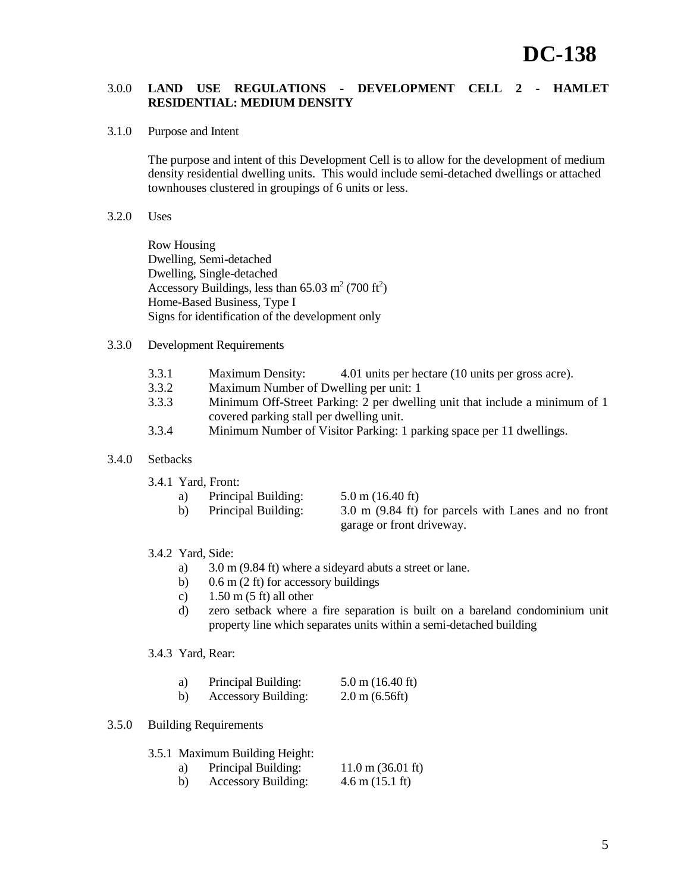# DC-138

## 3.0.0 LAND USE REGULATIONS - DEVELOPMENT CELL 2 - HAMLET RESIDENTIAL: MEDIUM DENSITY

### 3.1.0 Purpose and Intent

The purpose and intent of this Development Cell is to allow for the development of medium density residential dwelling units. This would include semi-detached dwellings or attached townhouses clustered in groupings of 6 units or less.

### 3.2.0 Uses

Row Housing
Dwelling, Semi-detached
Dwelling, Single-detached
Accessory Buildings, less than 65.03 $m^2$ (700 $ft^2$)
Home-Based Business, Type I
Signs for identification of the development only

### 3.3.0 Development Requirements

3.3.1 Maximum Density: 4.01 units per hectare (10 units per gross acre).

3.3.2 Maximum Number of Dwelling per unit: 1

3.3.3 Minimum Off-Street Parking: 2 per dwelling unit that include a minimum of 1 covered parking stall per dwelling unit.

3.3.4 Minimum Number of Visitor Parking: 1 parking space per 11 dwellings.

### 3.4.0 Setbacks

3.4.1 Yard, Front:

a) Principal Building: 5.0 m (16.40 ft)

b) Principal Building: 3.0 m (9.84 ft) for parcels with Lanes and no front garage or front driveway.

3.4.2 Yard, Side:

a) 3.0 m (9.84 ft) where a sideyard abuts a street or lane.

b) 0.6 m (2 ft) for accessory buildings

c) 1.50 m (5 ft) all other

d) zero setback where a fire separation is built on a bareland condominium unit property line which separates units within a semi-detached building

3.4.3 Yard, Rear:

a) Principal Building: 5.0 m (16.40 ft)

b) Accessory Building: 2.0 m (6.56ft)

### 3.5.0 Building Requirements

3.5.1 Maximum Building Height:

a) Principal Building: 11.0 m (36.01 ft)

b) Accessory Building: 4.6 m (15.1 ft)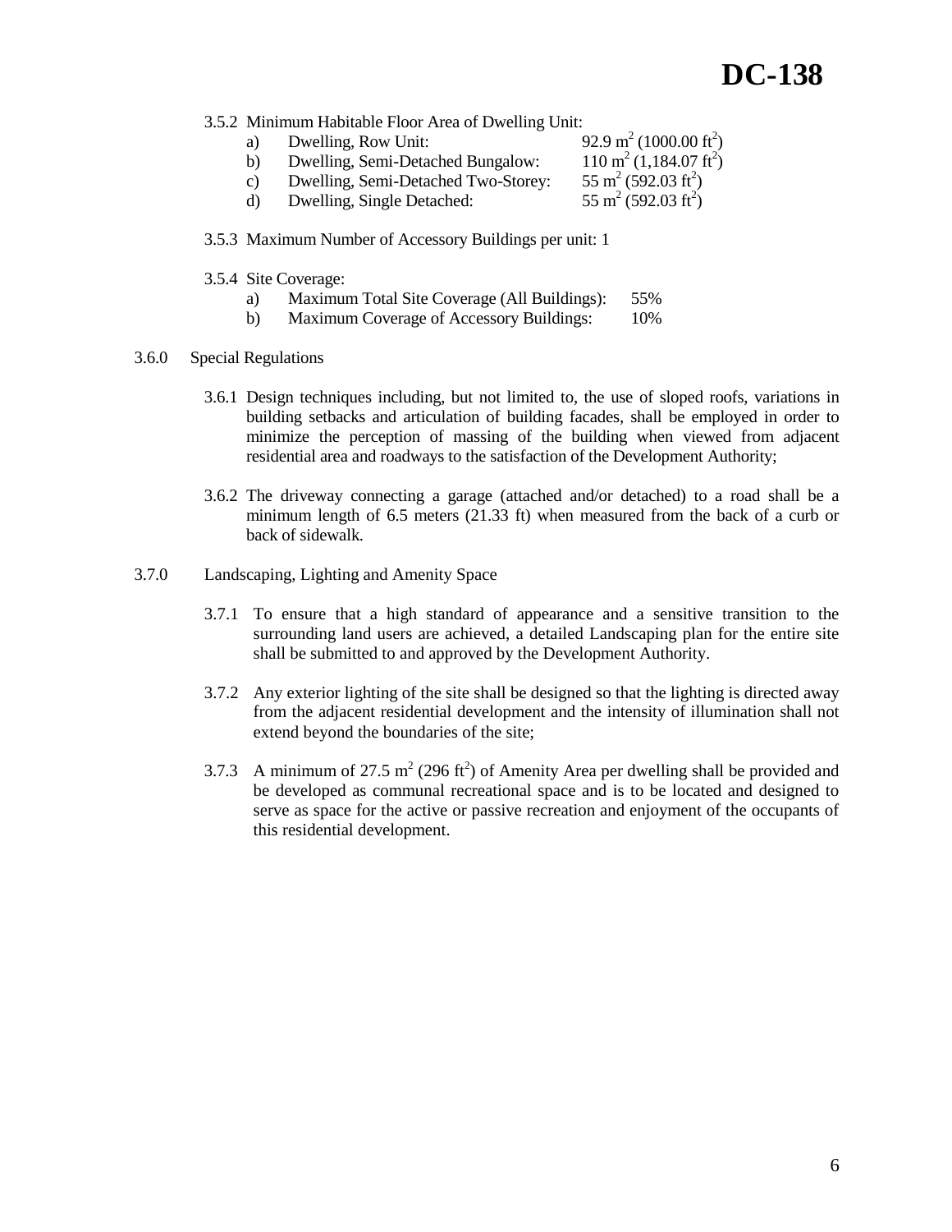3.5.2 Minimum Habitable Floor Area of Dwelling Unit:

a) Dwelling, Row Unit: 92.9 $m^2$ (1000.00 $ft^2$)
b) Dwelling, Semi-Detached Bungalow: 110 $m^2$ (1,184.07 $ft^2$)
c) Dwelling, Semi-Detached Two-Storey: 55 $m^2$ (592.03 $ft^2$)
d) Dwelling, Single Detached: 55 $m^2$ (592.03 $ft^2$)

3.5.3 Maximum Number of Accessory Buildings per unit: 1

3.5.4 Site Coverage:

a) Maximum Total Site Coverage (All Buildings): 55%
b) Maximum Coverage of Accessory Buildings: 10%

3.6.0 Special Regulations

3.6.1 Design techniques including, but not limited to, the use of sloped roofs, variations in building setbacks and articulation of building facades, shall be employed in order to minimize the perception of massing of the building when viewed from adjacent residential area and roadways to the satisfaction of the Development Authority;

3.6.2 The driveway connecting a garage (attached and/or detached) to a road shall be a minimum length of 6.5 meters (21.33 ft) when measured from the back of a curb or back of sidewalk.

3.7.0 Landscaping, Lighting and Amenity Space

3.7.1 To ensure that a high standard of appearance and a sensitive transition to the surrounding land users are achieved, a detailed Landscaping plan for the entire site shall be submitted to and approved by the Development Authority.

3.7.2 Any exterior lighting of the site shall be designed so that the lighting is directed away from the adjacent residential development and the intensity of illumination shall not extend beyond the boundaries of the site;

3.7.3 A minimum of 27.5 $m^2$ (296 $ft^2$) of Amenity Area per dwelling shall be provided and be developed as communal recreational space and is to be located and designed to serve as space for the active or passive recreation and enjoyment of the occupants of this residential development.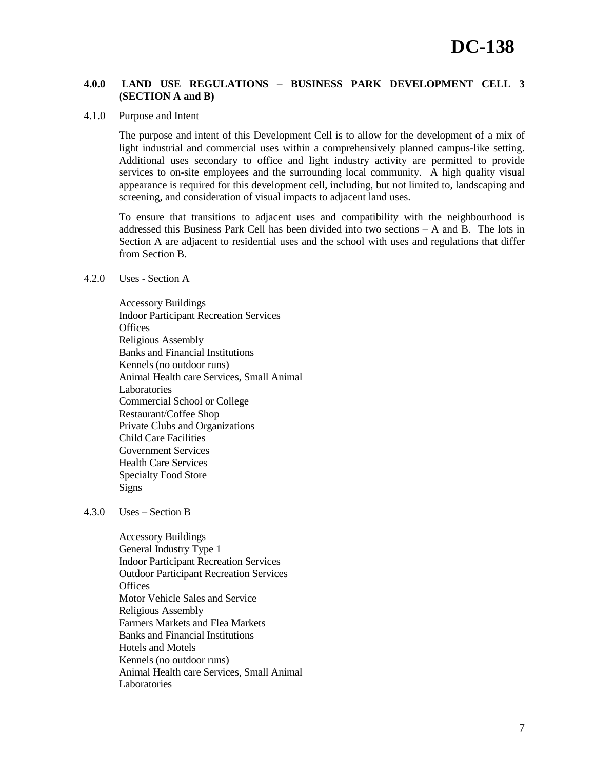# DC-138

## 4.0.0 LAND USE REGULATIONS – BUSINESS PARK DEVELOPMENT CELL 3 (SECTION A and B)

### 4.1.0 Purpose and Intent

The purpose and intent of this Development Cell is to allow for the development of a mix of light industrial and commercial uses within a comprehensively planned campus-like setting. Additional uses secondary to office and light industry activity are permitted to provide services to on-site employees and the surrounding local community. A high quality visual appearance is required for this development cell, including, but not limited to, landscaping and screening, and consideration of visual impacts to adjacent land uses.

To ensure that transitions to adjacent uses and compatibility with the neighbourhood is addressed this Business Park Cell has been divided into two sections – A and B. The lots in Section A are adjacent to residential uses and the school with uses and regulations that differ from Section B.

### 4.2.0 Uses - Section A

Accessory Buildings
Indoor Participant Recreation Services
Offices
Religious Assembly
Banks and Financial Institutions
Kennels (no outdoor runs)
Animal Health care Services, Small Animal
Laboratories
Commercial School or College
Restaurant/Coffee Shop
Private Clubs and Organizations
Child Care Facilities
Government Services
Health Care Services
Specialty Food Store
Signs

### 4.3.0 Uses – Section B

Accessory Buildings
General Industry Type 1
Indoor Participant Recreation Services
Outdoor Participant Recreation Services
Offices
Motor Vehicle Sales and Service
Religious Assembly
Farmers Markets and Flea Markets
Banks and Financial Institutions
Hotels and Motels
Kennels (no outdoor runs)
Animal Health care Services, Small Animal
Laboratories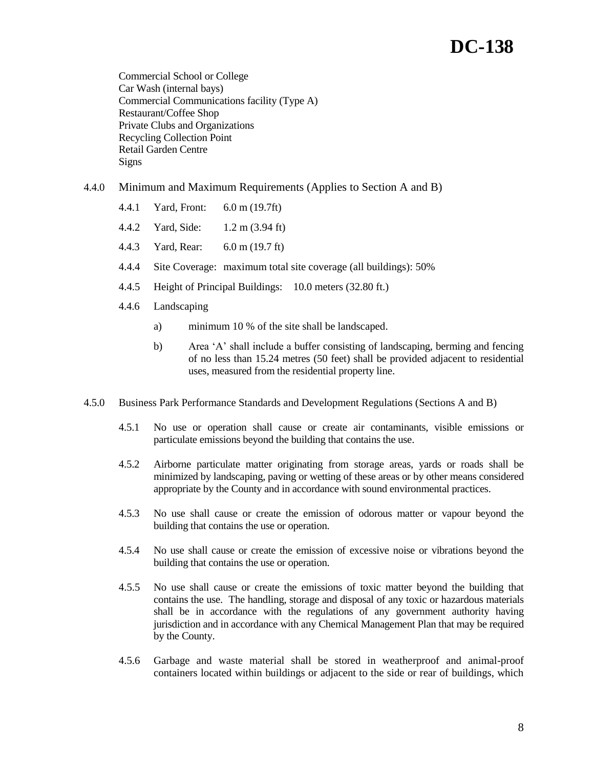Commercial School or College
Car Wash (internal bays)
Commercial Communications facility (Type A)
Restaurant/Coffee Shop
Private Clubs and Organizations
Recycling Collection Point
Retail Garden Centre
Signs

4.4.0 Minimum and Maximum Requirements (Applies to Section A and B)

- 4.4.1 Yard, Front: 6.0 m (19.7ft)
- 4.4.2 Yard, Side: 1.2 m (3.94 ft)
- 4.4.3 Yard, Rear: 6.0 m (19.7 ft)
- 4.4.4 Site Coverage: maximum total site coverage (all buildings): 50%
- 4.4.5 Height of Principal Buildings: 10.0 meters (32.80 ft.)
- 4.4.6 Landscaping
  - a) minimum 10 % of the site shall be landscaped.
  - b) Area 'A' shall include a buffer consisting of landscaping, berming and fencing of no less than 15.24 metres (50 feet) shall be provided adjacent to residential uses, measured from the residential property line.

4.5.0 Business Park Performance Standards and Development Regulations (Sections A and B)

- 4.5.1 No use or operation shall cause or create air contaminants, visible emissions or particulate emissions beyond the building that contains the use.
- 4.5.2 Airborne particulate matter originating from storage areas, yards or roads shall be minimized by landscaping, paving or wetting of these areas or by other means considered appropriate by the County and in accordance with sound environmental practices.
- 4.5.3 No use shall cause or create the emission of odorous matter or vapour beyond the building that contains the use or operation.
- 4.5.4 No use shall cause or create the emission of excessive noise or vibrations beyond the building that contains the use or operation.
- 4.5.5 No use shall cause or create the emissions of toxic matter beyond the building that contains the use. The handling, storage and disposal of any toxic or hazardous materials shall be in accordance with the regulations of any government authority having jurisdiction and in accordance with any Chemical Management Plan that may be required by the County.
- 4.5.6 Garbage and waste material shall be stored in weatherproof and animal-proof containers located within buildings or adjacent to the side or rear of buildings, which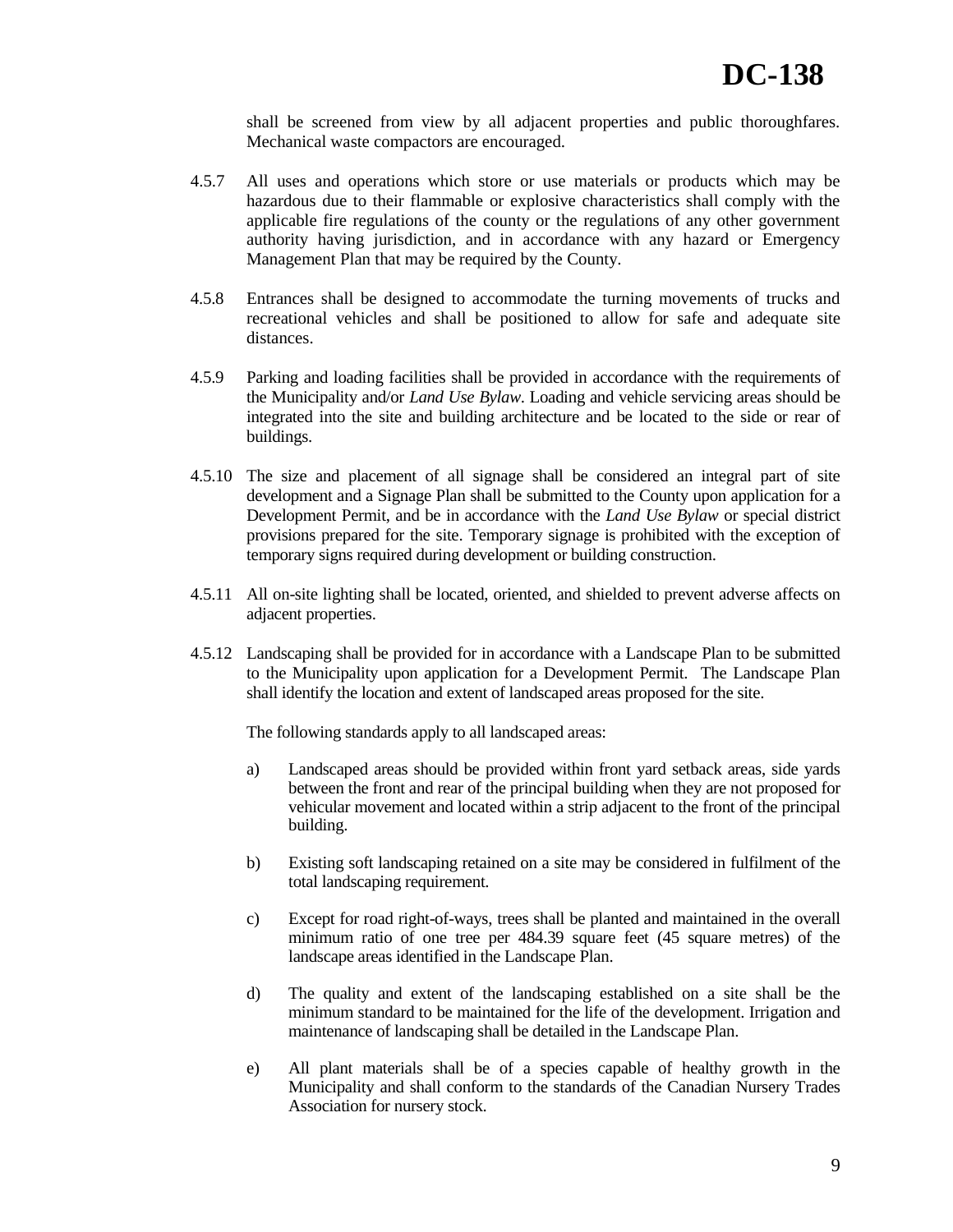shall be screened from view by all adjacent properties and public thoroughfares. Mechanical waste compactors are encouraged.

4.5.7 All uses and operations which store or use materials or products which may be hazardous due to their flammable or explosive characteristics shall comply with the applicable fire regulations of the county or the regulations of any other government authority having jurisdiction, and in accordance with any hazard or Emergency Management Plan that may be required by the County.

4.5.8 Entrances shall be designed to accommodate the turning movements of trucks and recreational vehicles and shall be positioned to allow for safe and adequate site distances.

4.5.9 Parking and loading facilities shall be provided in accordance with the requirements of the Municipality and/or *Land Use Bylaw*. Loading and vehicle servicing areas should be integrated into the site and building architecture and be located to the side or rear of buildings.

4.5.10 The size and placement of all signage shall be considered an integral part of site development and a Signage Plan shall be submitted to the County upon application for a Development Permit, and be in accordance with the *Land Use Bylaw* or special district provisions prepared for the site. Temporary signage is prohibited with the exception of temporary signs required during development or building construction.

4.5.11 All on-site lighting shall be located, oriented, and shielded to prevent adverse affects on adjacent properties.

4.5.12 Landscaping shall be provided for in accordance with a Landscape Plan to be submitted to the Municipality upon application for a Development Permit. The Landscape Plan shall identify the location and extent of landscaped areas proposed for the site.

The following standards apply to all landscaped areas:

a) Landscaped areas should be provided within front yard setback areas, side yards between the front and rear of the principal building when they are not proposed for vehicular movement and located within a strip adjacent to the front of the principal building.

b) Existing soft landscaping retained on a site may be considered in fulfilment of the total landscaping requirement.

c) Except for road right-of-ways, trees shall be planted and maintained in the overall minimum ratio of one tree per 484.39 square feet (45 square metres) of the landscape areas identified in the Landscape Plan.

d) The quality and extent of the landscaping established on a site shall be the minimum standard to be maintained for the life of the development. Irrigation and maintenance of landscaping shall be detailed in the Landscape Plan.

e) All plant materials shall be of a species capable of healthy growth in the Municipality and shall conform to the standards of the Canadian Nursery Trades Association for nursery stock.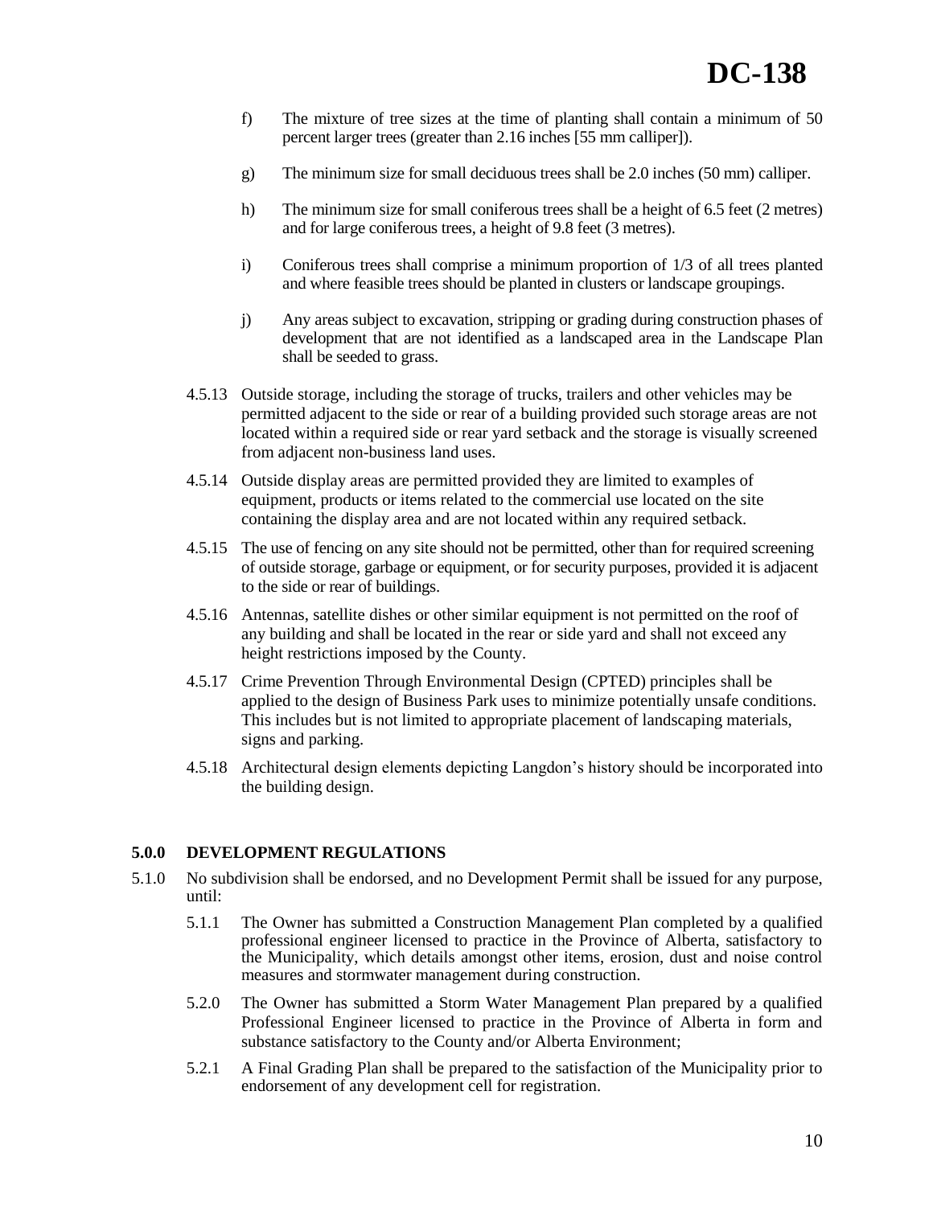f) The mixture of tree sizes at the time of planting shall contain a minimum of 50 percent larger trees (greater than 2.16 inches [55 mm calliper]).

g) The minimum size for small deciduous trees shall be 2.0 inches (50 mm) calliper.

h) The minimum size for small coniferous trees shall be a height of 6.5 feet (2 metres) and for large coniferous trees, a height of 9.8 feet (3 metres).

i) Coniferous trees shall comprise a minimum proportion of 1/3 of all trees planted and where feasible trees should be planted in clusters or landscape groupings.

j) Any areas subject to excavation, stripping or grading during construction phases of development that are not identified as a landscaped area in the Landscape Plan shall be seeded to grass.

4.5.13 Outside storage, including the storage of trucks, trailers and other vehicles may be permitted adjacent to the side or rear of a building provided such storage areas are not located within a required side or rear yard setback and the storage is visually screened from adjacent non-business land uses.

4.5.14 Outside display areas are permitted provided they are limited to examples of equipment, products or items related to the commercial use located on the site containing the display area and are not located within any required setback.

4.5.15 The use of fencing on any site should not be permitted, other than for required screening of outside storage, garbage or equipment, or for security purposes, provided it is adjacent to the side or rear of buildings.

4.5.16 Antennas, satellite dishes or other similar equipment is not permitted on the roof of any building and shall be located in the rear or side yard and shall not exceed any height restrictions imposed by the County.

4.5.17 Crime Prevention Through Environmental Design (CPTED) principles shall be applied to the design of Business Park uses to minimize potentially unsafe conditions. This includes but is not limited to appropriate placement of landscaping materials, signs and parking.

4.5.18 Architectural design elements depicting Langdon's history should be incorporated into the building design.

## 5.0.0 DEVELOPMENT REGULATIONS

5.1.0 No subdivision shall be endorsed, and no Development Permit shall be issued for any purpose, until:

5.1.1 The Owner has submitted a Construction Management Plan completed by a qualified professional engineer licensed to practice in the Province of Alberta, satisfactory to the Municipality, which details amongst other items, erosion, dust and noise control measures and stormwater management during construction.

5.2.0 The Owner has submitted a Storm Water Management Plan prepared by a qualified Professional Engineer licensed to practice in the Province of Alberta in form and substance satisfactory to the County and/or Alberta Environment;

5.2.1 A Final Grading Plan shall be prepared to the satisfaction of the Municipality prior to endorsement of any development cell for registration.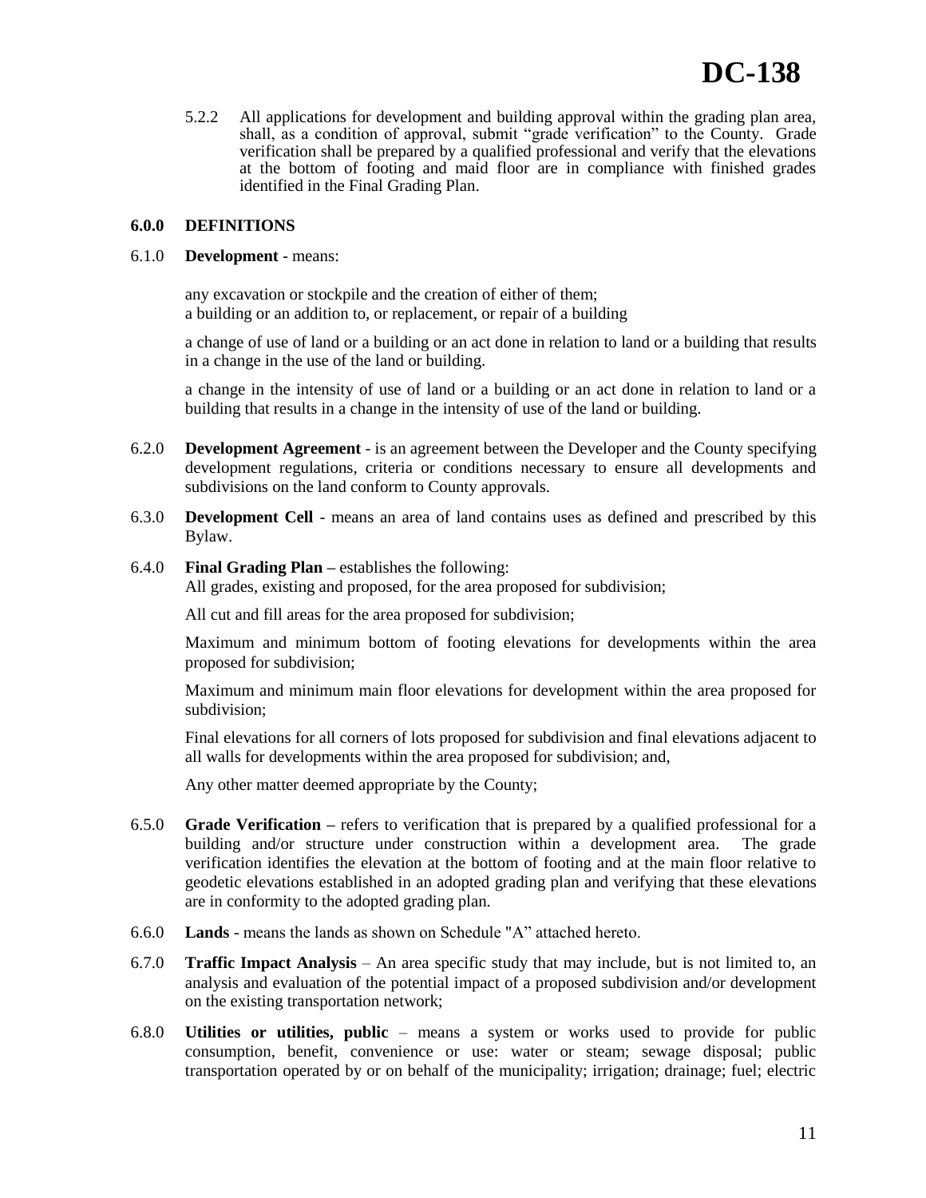5.2.2 All applications for development and building approval within the grading plan area, shall, as a condition of approval, submit "grade verification" to the County. Grade verification shall be prepared by a qualified professional and verify that the elevations at the bottom of footing and maid floor are in compliance with finished grades identified in the Final Grading Plan.

**6.0.0 DEFINITIONS**

6.1.0 **Development** - means:

any excavation or stockpile and the creation of either of them;
a building or an addition to, or replacement, or repair of a building

a change of use of land or a building or an act done in relation to land or a building that results in a change in the use of the land or building.

a change in the intensity of use of land or a building or an act done in relation to land or a building that results in a change in the intensity of use of the land or building.

6.2.0 **Development Agreement** - is an agreement between the Developer and the County specifying development regulations, criteria or conditions necessary to ensure all developments and subdivisions on the land conform to County approvals.

6.3.0 **Development Cell** - means an area of land contains uses as defined and prescribed by this Bylaw.

6.4.0 **Final Grading Plan –** establishes the following:
All grades, existing and proposed, for the area proposed for subdivision;

All cut and fill areas for the area proposed for subdivision;

Maximum and minimum bottom of footing elevations for developments within the area proposed for subdivision;

Maximum and minimum main floor elevations for development within the area proposed for subdivision;

Final elevations for all corners of lots proposed for subdivision and final elevations adjacent to all walls for developments within the area proposed for subdivision; and,

Any other matter deemed appropriate by the County;

6.5.0 **Grade Verification –** refers to verification that is prepared by a qualified professional for a building and/or structure under construction within a development area. The grade verification identifies the elevation at the bottom of footing and at the main floor relative to geodetic elevations established in an adopted grading plan and verifying that these elevations are in conformity to the adopted grading plan.

6.6.0 **Lands** - means the lands as shown on Schedule "A" attached hereto.

6.7.0 **Traffic Impact Analysis** – An area specific study that may include, but is not limited to, an analysis and evaluation of the potential impact of a proposed subdivision and/or development on the existing transportation network;

6.8.0 **Utilities or utilities, public** – means a system or works used to provide for public consumption, benefit, convenience or use: water or steam; sewage disposal; public transportation operated by or on behalf of the municipality; irrigation; drainage; fuel; electric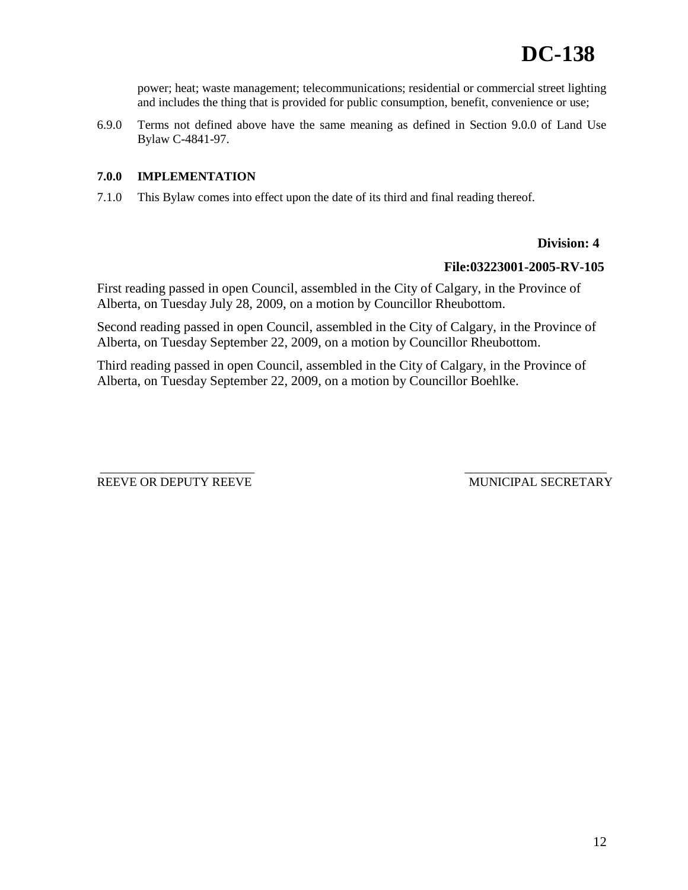power; heat; waste management; telecommunications; residential or commercial street lighting and includes the thing that is provided for public consumption, benefit, convenience or use;

6.9.0 Terms not defined above have the same meaning as defined in Section 9.0.0 of Land Use Bylaw C-4841-97.

**7.0.0 IMPLEMENTATION**

7.1.0 This Bylaw comes into effect upon the date of its third and final reading thereof.

**Division: 4**

**File:03223001-2005-RV-105**

First reading passed in open Council, assembled in the City of Calgary, in the Province of Alberta, on Tuesday July 28, 2009, on a motion by Councillor Rheubottom.

Second reading passed in open Council, assembled in the City of Calgary, in the Province of Alberta, on Tuesday September 22, 2009, on a motion by Councillor Rheubottom.

Third reading passed in open Council, assembled in the City of Calgary, in the Province of Alberta, on Tuesday September 22, 2009, on a motion by Councillor Boehlke.

_________________________ _________________________

REEVE OR DEPUTY REEVE MUNICIPAL SECRETARY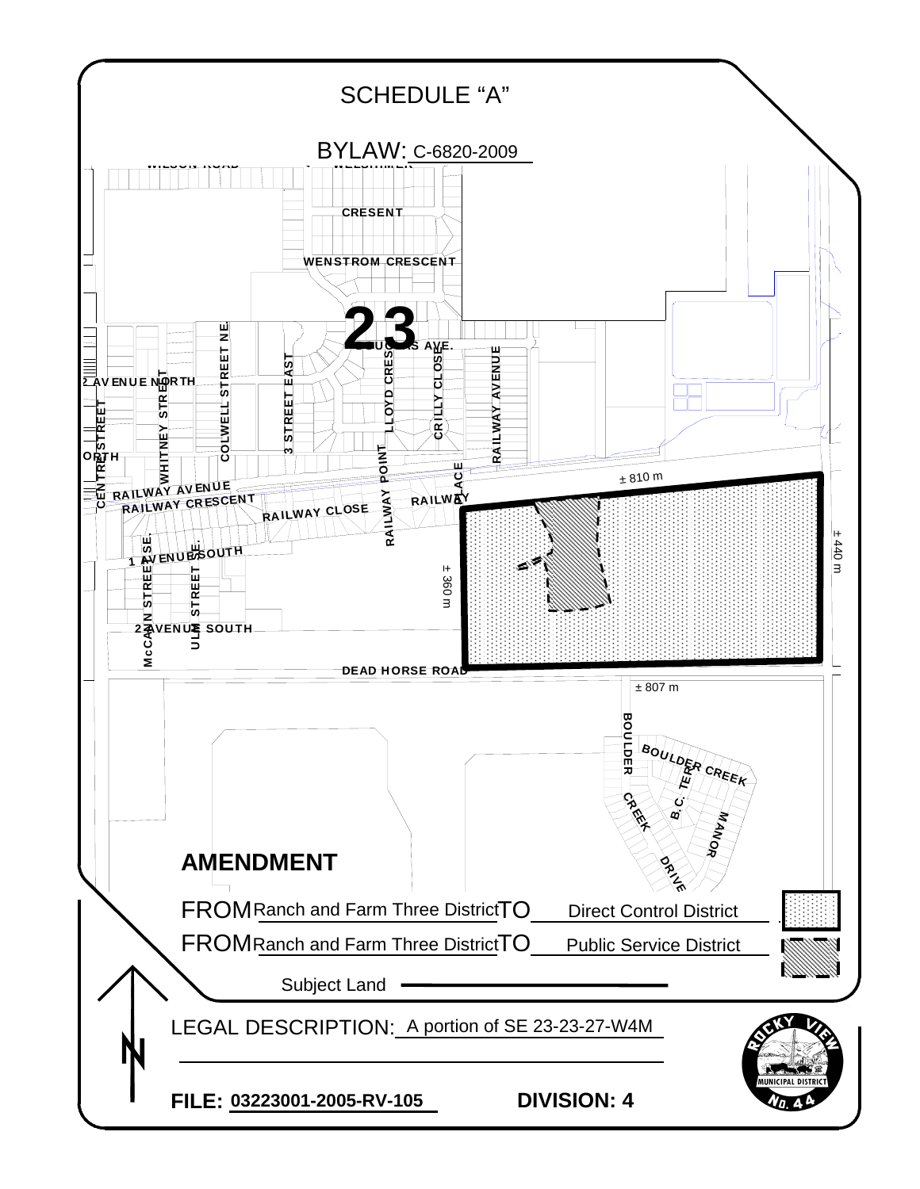# SCHEDULE "A"

**BYLAW:** C-6820-2009

## AMENDMENT

| | | | |
|---|---|---|---|
| FROM | Ranch and Farm Three District | TO | Direct Control District |
| FROM | Ranch and Farm Three District | TO | Public Service District |

Subject Land

LEGAL DESCRIPTION: A portion of SE 23-23-27-W4M

**FILE: 03223001-2005-RV-105**

**DIVISION: 4**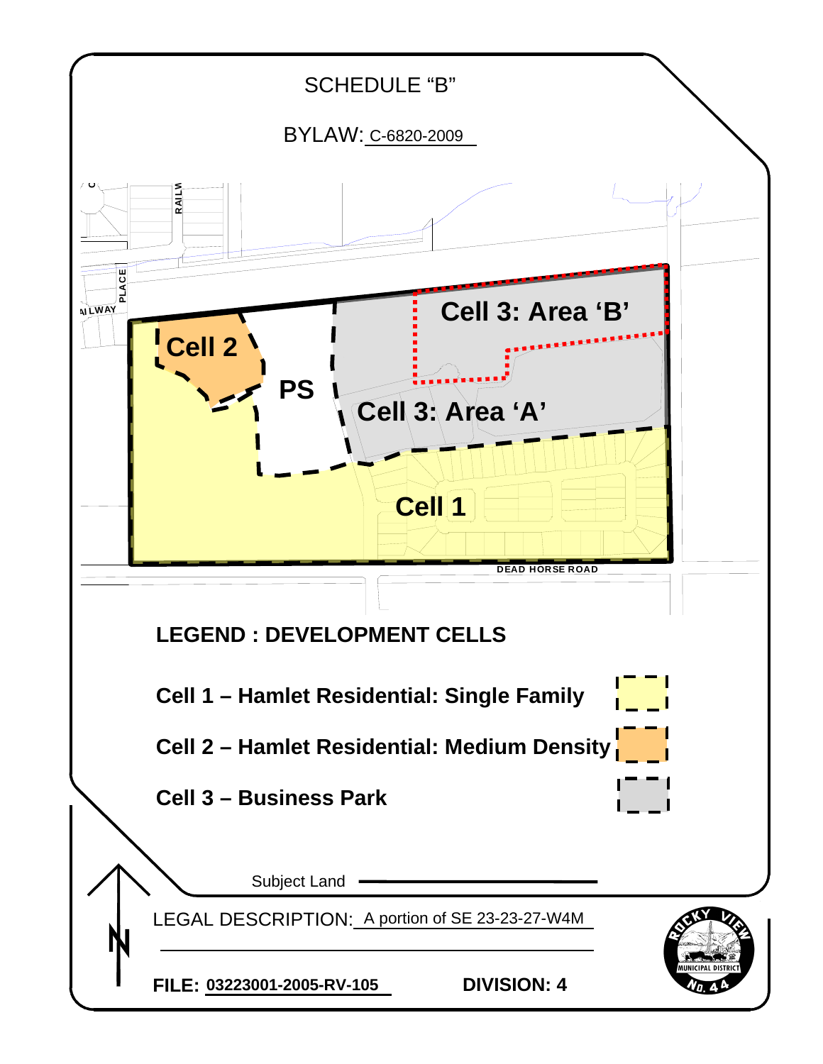# SCHEDULE "B"

BYLAW: C-6820-2009

Cell 3: Area 'B'

Cell 2

PS

Cell 3: Area 'A'

Cell 1

DEAD HORSE ROAD

PLACE

RAILWAY

**LEGEND : DEVELOPMENT CELLS**

**Cell 1 – Hamlet Residential: Single Family**

**Cell 2 – Hamlet Residential: Medium Density**

**Cell 3 – Business Park**

Subject Land

LEGAL DESCRIPTION: A portion of SE 23-23-27-W4M

**FILE: 03223001-2005-RV-105**

**DIVISION: 4**

ROCKY VIEW MUNICIPAL DISTRICT No. 44